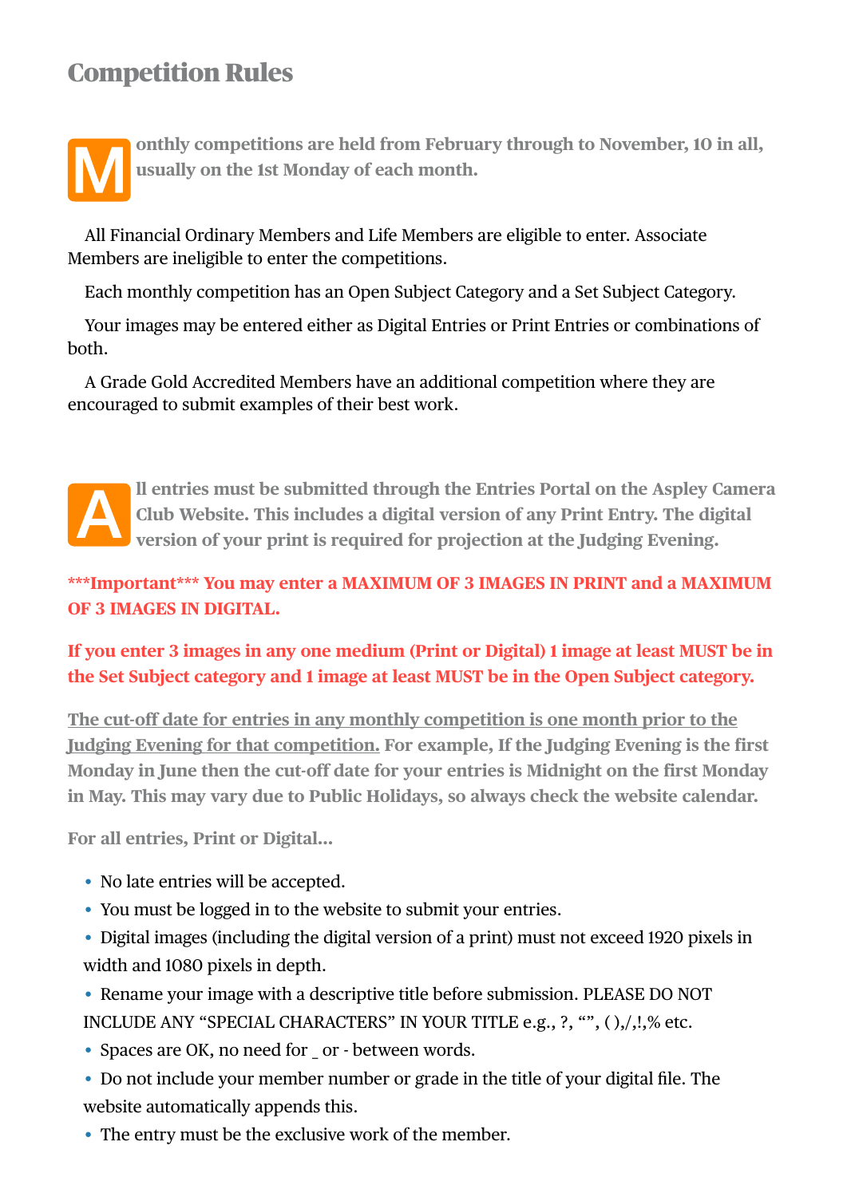# Competition Rules

**Monthly competitions are held from February through to November, 10 in all, usually on the 1st Monday of each month.**

All Financial Ordinary Members and Life Members are eligible to enter. Associate Members are ineligible to enter the competitions.

Each monthly competition has an Open Subject Category and a Set Subject Category.

Your images may be entered either as Digital Entries or Print Entries or combinations of both.

A Grade Gold Accredited Members have an additional competition where they are encouraged to submit examples of their best work.

**All entries must be submitted through the Entries Portal on the Aspley Camera Club Website. This includes a digital version of any Print Entry. The digital version of your print is required for projection at the Judging Evening.**

**\*\*\*Important\*\*\* You may enter a MAXIMUM OF 3 IMAGES IN PRINT and a MAXIMUM OF 3 IMAGES IN DIGITAL.**

**If you enter 3 images in any one medium (Print or Digital) 1 image at least MUST be in the Set Subject category and 1 image at least MUST be in the Open Subject category.**

**<u>The cut-off date for entries in any monthly competition is one month prior to the Judging Evening for that competition.</u> For example, If the Judging Evening is the first Monday in June then the cut-off date for your entries is Midnight on the first Monday in May. This may vary due to Public Holidays, so always check the website calendar.**

**For all entries, Print or Digital...**

- No late entries will be accepted.
- You must be logged in to the website to submit your entries.
- Digital images (including the digital version of a print) must not exceed 1920 pixels in width and 1080 pixels in depth.
- Rename your image with a descriptive title before submission. PLEASE DO NOT INCLUDE ANY "SPECIAL CHARACTERS" IN YOUR TITLE e.g., ?, "", ( ),/,!,% etc.
- Spaces are OK, no need for _ or - between words.
- Do not include your member number or grade in the title of your digital file. The website automatically appends this.
- The entry must be the exclusive work of the member.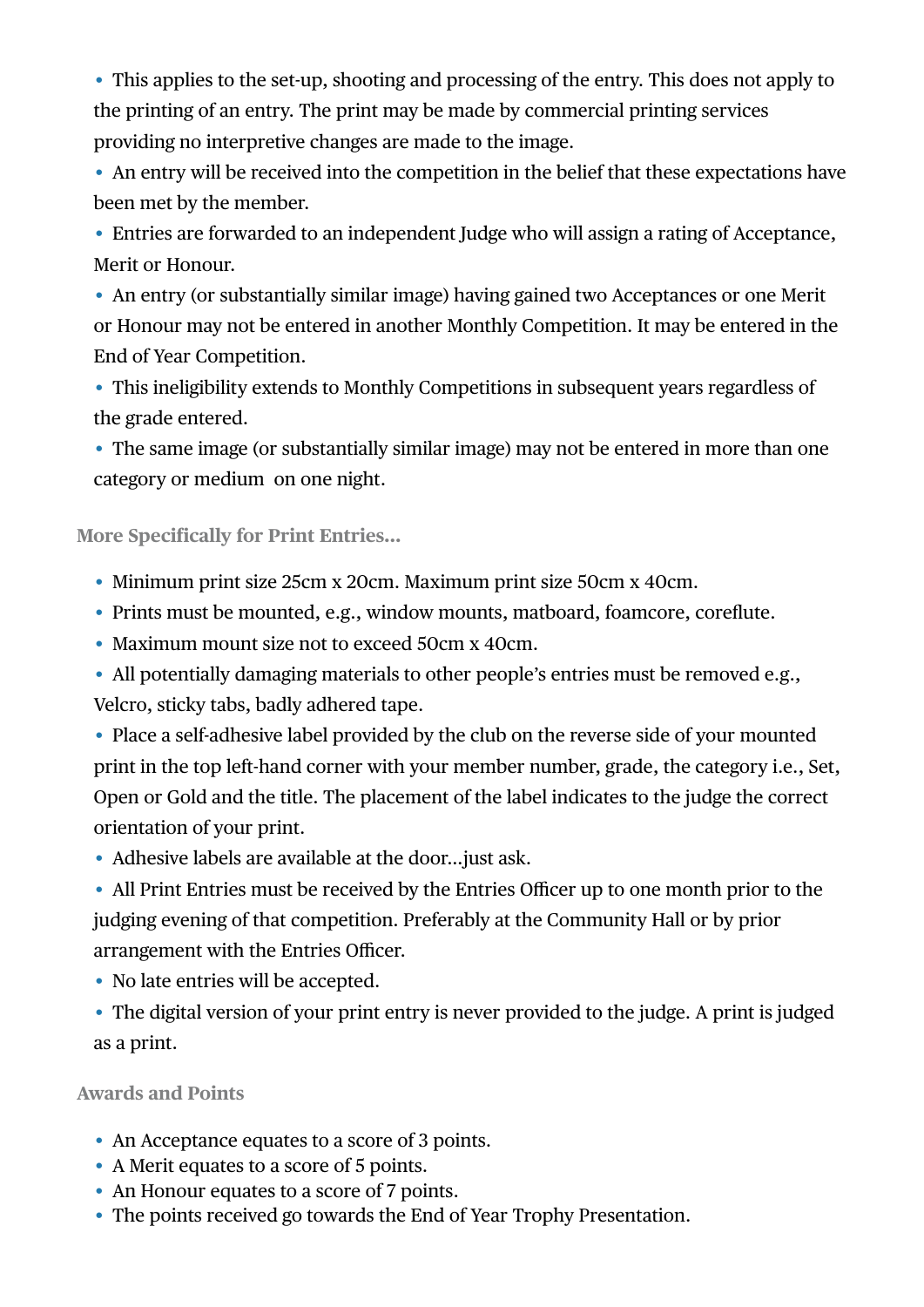- This applies to the set-up, shooting and processing of the entry. This does not apply to the printing of an entry. The print may be made by commercial printing services providing no interpretive changes are made to the image.
- An entry will be received into the competition in the belief that these expectations have been met by the member.
- Entries are forwarded to an independent Judge who will assign a rating of Acceptance, Merit or Honour.
- An entry (or substantially similar image) having gained two Acceptances or one Merit or Honour may not be entered in another Monthly Competition. It may be entered in the End of Year Competition.
- This ineligibility extends to Monthly Competitions in subsequent years regardless of the grade entered.
- The same image (or substantially similar image) may not be entered in more than one category or medium on one night.

### More Specifically for Print Entries…

- Minimum print size 25cm x 20cm. Maximum print size 50cm x 40cm.
- Prints must be mounted, e.g., window mounts, matboard, foamcore, coreflute.
- Maximum mount size not to exceed 50cm x 40cm.
- All potentially damaging materials to other people's entries must be removed e.g., Velcro, sticky tabs, badly adhered tape.
- Place a self-adhesive label provided by the club on the reverse side of your mounted print in the top left-hand corner with your member number, grade, the category i.e., Set, Open or Gold and the title. The placement of the label indicates to the judge the correct orientation of your print.
- Adhesive labels are available at the door…just ask.
- All Print Entries must be received by the Entries Officer up to one month prior to the judging evening of that competition. Preferably at the Community Hall or by prior arrangement with the Entries Officer.
- No late entries will be accepted.
- The digital version of your print entry is never provided to the judge. A print is judged as a print.

### Awards and Points

- An Acceptance equates to a score of 3 points.
- A Merit equates to a score of 5 points.
- An Honour equates to a score of 7 points.
- The points received go towards the End of Year Trophy Presentation.